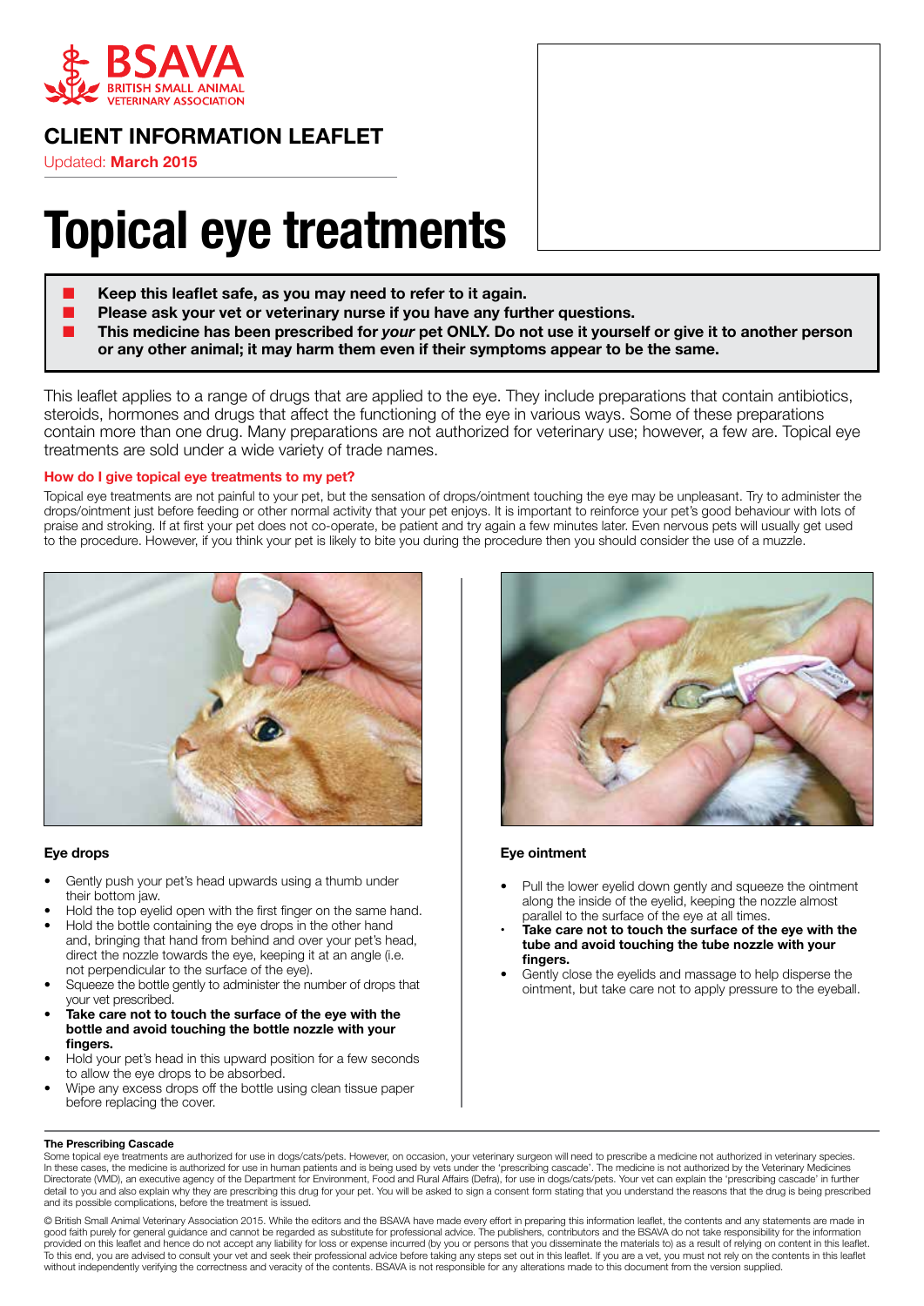BSAVA
BRITISH SMALL ANIMAL VETERINARY ASSOCIATION

## CLIENT INFORMATION LEAFLET

Updated: **March 2015**

# Topical eye treatments

- **Keep this leaflet safe, as you may need to refer to it again.**
- **Please ask your vet or veterinary nurse if you have any further questions.**
- **This medicine has been prescribed for *your* pet ONLY. Do not use it yourself or give it to another person or any other animal; it may harm them even if their symptoms appear to be the same.**

This leaflet applies to a range of drugs that are applied to the eye. They include preparations that contain antibiotics, steroids, hormones and drugs that affect the functioning of the eye in various ways. Some of these preparations contain more than one drug. Many preparations are not authorized for veterinary use; however, a few are. Topical eye treatments are sold under a wide variety of trade names.

### How do I give topical eye treatments to my pet?

Topical eye treatments are not painful to your pet, but the sensation of drops/ointment touching the eye may be unpleasant. Try to administer the drops/ointment just before feeding or other normal activity that your pet enjoys. It is important to reinforce your pet's good behaviour with lots of praise and stroking. If at first your pet does not co-operate, be patient and try again a few minutes later. Even nervous pets will usually get used to the procedure. However, if you think your pet is likely to bite you during the procedure then you should consider the use of a muzzle.

#### Eye drops

- Gently push your pet's head upwards using a thumb under their bottom jaw.
- Hold the top eyelid open with the first finger on the same hand.
- Hold the bottle containing the eye drops in the other hand and, bringing that hand from behind and over your pet's head, direct the nozzle towards the eye, keeping it at an angle (i.e. not perpendicular to the surface of the eye).
- Squeeze the bottle gently to administer the number of drops that your vet prescribed.
- **Take care not to touch the surface of the eye with the bottle and avoid touching the bottle nozzle with your fingers.**
- Hold your pet's head in this upward position for a few seconds to allow the eye drops to be absorbed.
- Wipe any excess drops off the bottle using clean tissue paper before replacing the cover.

#### Eye ointment

- Pull the lower eyelid down gently and squeeze the ointment along the inside of the eyelid, keeping the nozzle almost parallel to the surface of the eye at all times.
- **Take care not to touch the surface of the eye with the tube and avoid touching the tube nozzle with your fingers.**
- Gently close the eyelids and massage to help disperse the ointment, but take care not to apply pressure to the eyeball.

**The Prescribing Cascade**

Some topical eye treatments are authorized for use in dogs/cats/pets. However, on occasion, your veterinary surgeon will need to prescribe a medicine not authorized in veterinary species. In these cases, the medicine is authorized for use in human patients and is being used by vets under the 'prescribing cascade'. The medicine is not authorized by the Veterinary Medicines Directorate (VMD), an executive agency of the Department for Environment, Food and Rural Affairs (Defra), for use in dogs/cats/pets. Your vet can explain the 'prescribing cascade' in further detail to you and also explain why they are prescribing this drug for your pet. You will be asked to sign a consent form stating that you understand the reasons that the drug is being prescribed and its possible complications, before the treatment is issued.

© British Small Animal Veterinary Association 2015. While the editors and the BSAVA have made every effort in preparing this information leaflet, the contents and any statements are made in good faith purely for general guidance and cannot be regarded as substitute for professional advice. The publishers, contributors and the BSAVA do not take responsibility for the information provided on this leaflet and hence do not accept any liability for loss or expense incurred (by you or persons that you disseminate the materials to) as a result of relying on content in this leaflet. To this end, you are advised to consult your vet and seek their professional advice before taking any steps set out in this leaflet. If you are a vet, you must not rely on the contents in this leaflet without independently verifying the correctness and veracity of the contents. BSAVA is not responsible for any alterations made to this document from the version supplied.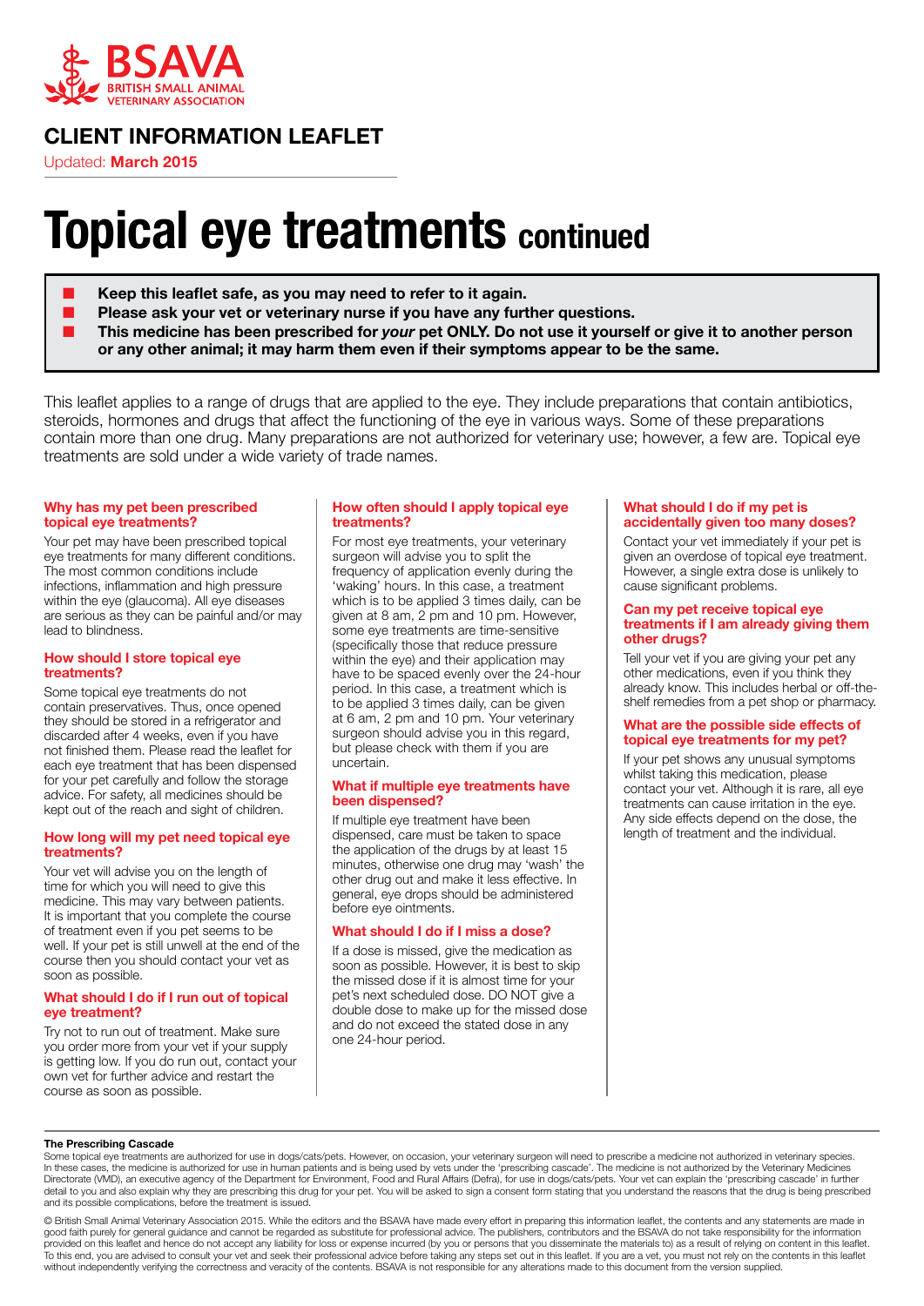BSAVA
BRITISH SMALL ANIMAL VETERINARY ASSOCIATION

## CLIENT INFORMATION LEAFLET

Updated: **March 2015**

# Topical eye treatments continued

- **Keep this leaflet safe, as you may need to refer to it again.**
- **Please ask your vet or veterinary nurse if you have any further questions.**
- **This medicine has been prescribed for *your* pet ONLY. Do not use it yourself or give it to another person or any other animal; it may harm them even if their symptoms appear to be the same.**

This leaflet applies to a range of drugs that are applied to the eye. They include preparations that contain antibiotics, steroids, hormones and drugs that affect the functioning of the eye in various ways. Some of these preparations contain more than one drug. Many preparations are not authorized for veterinary use; however, a few are. Topical eye treatments are sold under a wide variety of trade names.

### Why has my pet been prescribed topical eye treatments?

Your pet may have been prescribed topical eye treatments for many different conditions. The most common conditions include infections, inflammation and high pressure within the eye (glaucoma). All eye diseases are serious as they can be painful and/or may lead to blindness.

### How should I store topical eye treatments?

Some topical eye treatments do not contain preservatives. Thus, once opened they should be stored in a refrigerator and discarded after 4 weeks, even if you have not finished them. Please read the leaflet for each eye treatment that has been dispensed for your pet carefully and follow the storage advice. For safety, all medicines should be kept out of the reach and sight of children.

### How long will my pet need topical eye treatments?

Your vet will advise you on the length of time for which you will need to give this medicine. This may vary between patients. It is important that you complete the course of treatment even if you pet seems to be well. If your pet is still unwell at the end of the course then you should contact your vet as soon as possible.

### What should I do if I run out of topical eye treatment?

Try not to run out of treatment. Make sure you order more from your vet if your supply is getting low. If you do run out, contact your own vet for further advice and restart the course as soon as possible.

### How often should I apply topical eye treatments?

For most eye treatments, your veterinary surgeon will advise you to split the frequency of application evenly during the 'waking' hours. In this case, a treatment which is to be applied 3 times daily, can be given at 8 am, 2 pm and 10 pm. However, some eye treatments are time-sensitive (specifically those that reduce pressure within the eye) and their application may have to be spaced evenly over the 24-hour period. In this case, a treatment which is to be applied 3 times daily, can be given at 6 am, 2 pm and 10 pm. Your veterinary surgeon should advise you in this regard, but please check with them if you are uncertain.

### What if multiple eye treatments have been dispensed?

If multiple eye treatment have been dispensed, care must be taken to space the application of the drugs by at least 15 minutes, otherwise one drug may 'wash' the other drug out and make it less effective. In general, eye drops should be administered before eye ointments.

### What should I do if I miss a dose?

If a dose is missed, give the medication as soon as possible. However, it is best to skip the missed dose if it is almost time for your pet's next scheduled dose. DO NOT give a double dose to make up for the missed dose and do not exceed the stated dose in any one 24-hour period.

### What should I do if my pet is accidentally given too many doses?

Contact your vet immediately if your pet is given an overdose of topical eye treatment. However, a single extra dose is unlikely to cause significant problems.

### Can my pet receive topical eye treatments if I am already giving them other drugs?

Tell your vet if you are giving your pet any other medications, even if you think they already know. This includes herbal or off-the-shelf remedies from a pet shop or pharmacy.

### What are the possible side effects of topical eye treatments for my pet?

If your pet shows any unusual symptoms whilst taking this medication, please contact your vet. Although it is rare, all eye treatments can cause irritation in the eye. Any side effects depend on the dose, the length of treatment and the individual.

**The Prescribing Cascade**

Some topical eye treatments are authorized for use in dogs/cats/pets. However, on occasion, your veterinary surgeon will need to prescribe a medicine not authorized in veterinary species. In these cases, the medicine is authorized for use in human patients and is being used by vets under the 'prescribing cascade'. The medicine is not authorized by the Veterinary Medicines Directorate (VMD), an executive agency of the Department for Environment, Food and Rural Affairs (Defra), for use in dogs/cats/pets. Your vet can explain the 'prescribing cascade' in further detail to you and also explain why they are prescribing this drug for your pet. You will be asked to sign a consent form stating that you understand the reasons that the drug is being prescribed and its possible complications, before the treatment is issued.

© British Small Animal Veterinary Association 2015. While the editors and the BSAVA have made every effort in preparing this information leaflet, the contents and any statements are made in good faith purely for general guidance and cannot be regarded as substitute for professional advice. The publishers, contributors and the BSAVA do not take responsibility for the information provided on this leaflet and hence do not accept any liability for loss or expense incurred (by you or persons that you disseminate the materials to) as a result of relying on content in this leaflet. To this end, you are advised to consult your vet and seek their professional advice before taking any steps set out in this leaflet. If you are a vet, you must not rely on the contents in this leaflet without independently verifying the correctness and veracity of the contents. BSAVA is not responsible for any alterations made to this document from the version supplied.